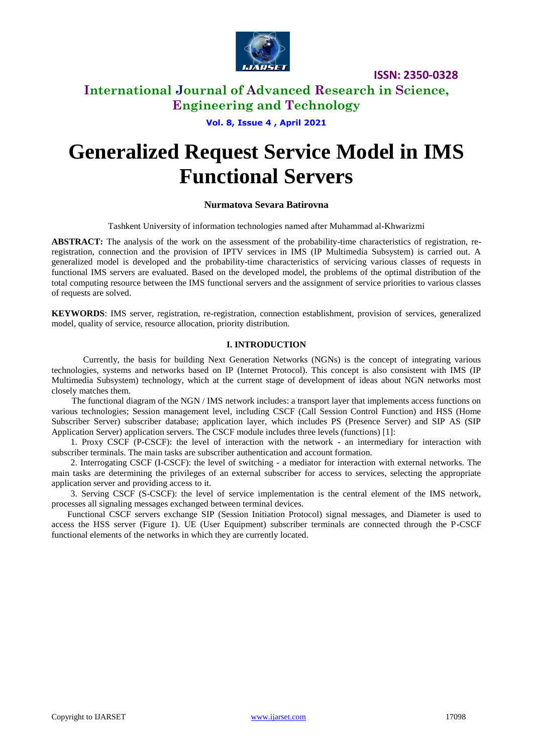# Generalized Request Service Model in IMS Functional Servers

**Nurmatova Sevara Batirovna**

Tashkent University of information technologies named after Muhammad al-Khwarizmi

**ABSTRACT:** The analysis of the work on the assessment of the probability-time characteristics of registration, re-registration, connection and the provision of IPTV services in IMS (IP Multimedia Subsystem) is carried out. A generalized model is developed and the probability-time characteristics of servicing various classes of requests in functional IMS servers are evaluated. Based on the developed model, the problems of the optimal distribution of the total computing resource between the IMS functional servers and the assignment of service priorities to various classes of requests are solved.

**KEYWORDS**: IMS server, registration, re-registration, connection establishment, provision of services, generalized model, quality of service, resource allocation, priority distribution.

## I. INTRODUCTION

Currently, the basis for building Next Generation Networks (NGNs) is the concept of integrating various technologies, systems and networks based on IP (Internet Protocol). This concept is also consistent with IMS (IP Multimedia Subsystem) technology, which at the current stage of development of ideas about NGN networks most closely matches them.

The functional diagram of the NGN / IMS network includes: a transport layer that implements access functions on various technologies; Session management level, including CSCF (Call Session Control Function) and HSS (Home Subscriber Server) subscriber database; application layer, which includes PS (Presence Server) and SIP AS (SIP Application Server) application servers. The CSCF module includes three levels (functions) [1]:

1. Proxy CSCF (P-CSCF): the level of interaction with the network - an intermediary for interaction with subscriber terminals. The main tasks are subscriber authentication and account formation.
2. Interrogating CSCF (I-CSCF): the level of switching - a mediator for interaction with external networks. The main tasks are determining the privileges of an external subscriber for access to services, selecting the appropriate application server and providing access to it.
3. Serving CSCF (S-CSCF): the level of service implementation is the central element of the IMS network, processes all signaling messages exchanged between terminal devices.

Functional CSCF servers exchange SIP (Session Initiation Protocol) signal messages, and Diameter is used to access the HSS server (Figure 1). UE (User Equipment) subscriber terminals are connected through the P-CSCF functional elements of the networks in which they are currently located.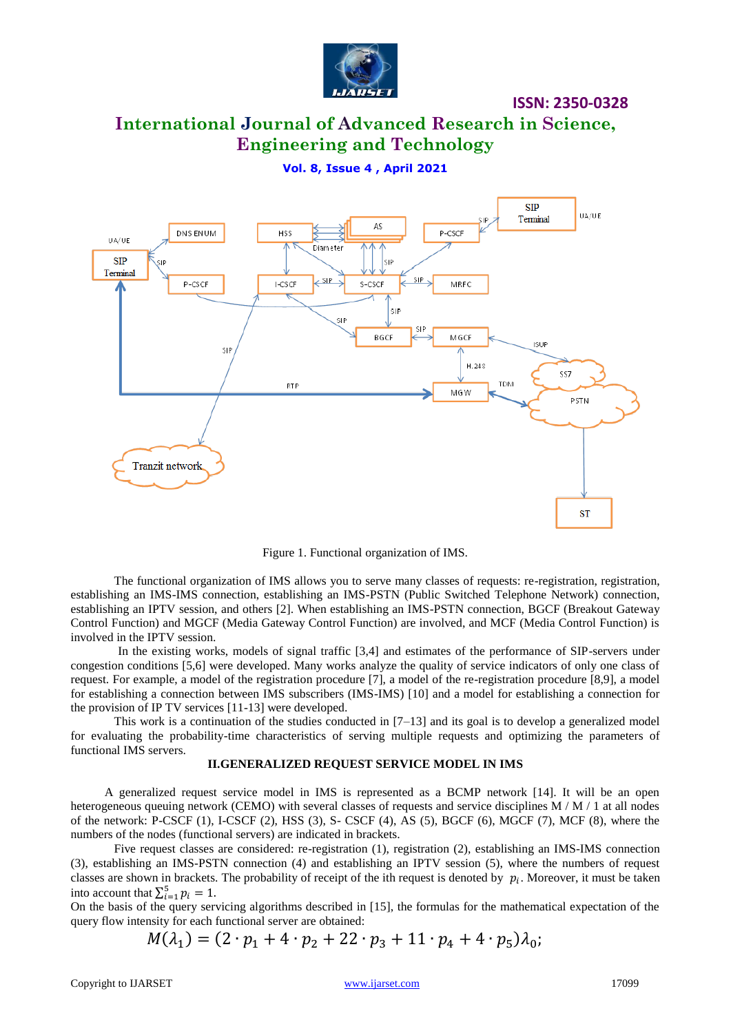Figure 1. Functional organization of IMS.

The functional organization of IMS allows you to serve many classes of requests: re-registration, registration, establishing an IMS-IMS connection, establishing an IMS-PSTN (Public Switched Telephone Network) connection, establishing an IPTV session, and others [2]. When establishing an IMS-PSTN connection, BGCF (Breakout Gateway Control Function) and MGCF (Media Gateway Control Function) are involved, and MCF (Media Control Function) is involved in the IPTV session.

In the existing works, models of signal traffic [3,4] and estimates of the performance of SIP-servers under congestion conditions [5,6] were developed. Many works analyze the quality of service indicators of only one class of request. For example, a model of the registration procedure [7], a model of the re-registration procedure [8,9], a model for establishing a connection between IMS subscribers (IMS-IMS) [10] and a model for establishing a connection for the provision of IP TV services [11-13] were developed.

This work is a continuation of the studies conducted in [7–13] and its goal is to develop a generalized model for evaluating the probability-time characteristics of serving multiple requests and optimizing the parameters of functional IMS servers.

## II.GENERALIZED REQUEST SERVICE MODEL IN IMS

A generalized request service model in IMS is represented as a BCMP network [14]. It will be an open heterogeneous queuing network (CEMO) with several classes of requests and service disciplines M / M / 1 at all nodes of the network: P-CSCF (1), I-CSCF (2), HSS (3), S- CSCF (4), AS (5), BGCF (6), MGCF (7), MCF (8), where the numbers of the nodes (functional servers) are indicated in brackets.

Five request classes are considered: re-registration (1), registration (2), establishing an IMS-IMS connection (3), establishing an IMS-PSTN connection (4) and establishing an IPTV session (5), where the numbers of request classes are shown in brackets. The probability of receipt of the ith request is denoted by $p_i$. Moreover, it must be taken into account that $\sum_{i=1}^{5} p_i = 1$.

On the basis of the query servicing algorithms described in [15], the formulas for the mathematical expectation of the query flow intensity for each functional server are obtained:

$$M(\lambda_1) = (2 \cdot p_1 + 4 \cdot p_2 + 22 \cdot p_3 + 11 \cdot p_4 + 4 \cdot p_5)\lambda_0;$$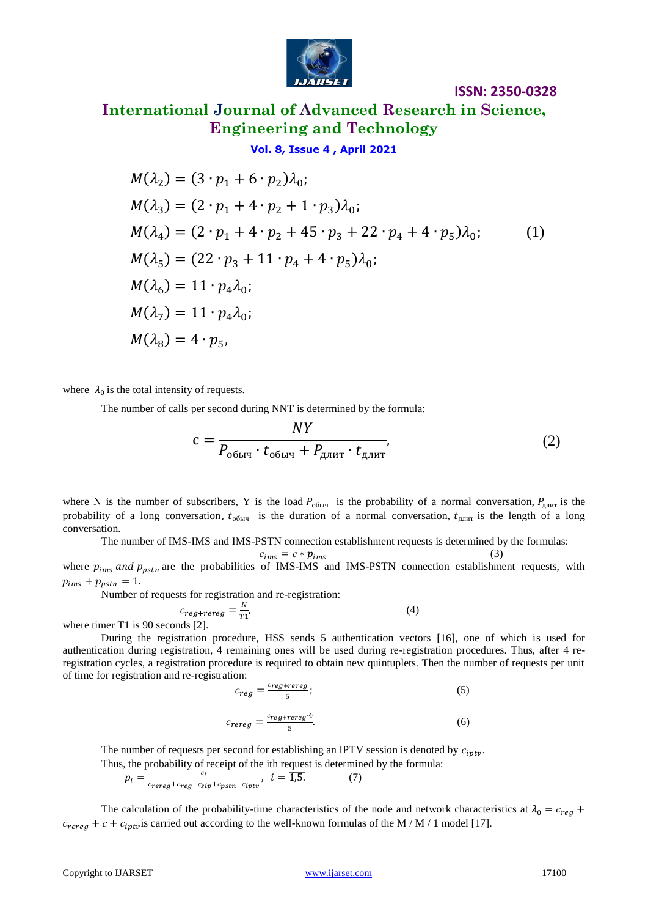$$
\begin{aligned}
M(\lambda_2) &= (3 \cdot p_1 + 6 \cdot p_2)\lambda_0; \\
M(\lambda_3) &= (2 \cdot p_1 + 4 \cdot p_2 + 1 \cdot p_3)\lambda_0; \\
M(\lambda_4) &= (2 \cdot p_1 + 4 \cdot p_2 + 45 \cdot p_3 + 22 \cdot p_4 + 4 \cdot p_5)\lambda_0; \\
M(\lambda_5) &= (22 \cdot p_3 + 11 \cdot p_4 + 4 \cdot p_5)\lambda_0; \\
M(\lambda_6) &= 11 \cdot p_4 \lambda_0; \\
M(\lambda_7) &= 11 \cdot p_4 \lambda_0; \\
M(\lambda_8) &= 4 \cdot p_5,
\end{aligned}
\tag{1}
$$

where $\lambda_0$ is the total intensity of requests.

The number of calls per second during NNT is determined by the formula:

$$
\mathrm{c} = \frac{NY}{P_{\text{обыч}} \cdot t_{\text{обыч}} + P_{\text{длит}} \cdot t_{\text{длит}}}, \tag{2}
$$

where N is the number of subscribers, Y is the load $P_{\text{обыч}}$ is the probability of a normal conversation, $P_{\text{длит}}$ is the probability of a long conversation, $t_{\text{обыч}}$ is the duration of a normal conversation, $t_{\text{длит}}$ is the length of a long conversation.

The number of IMS-IMS and IMS-PSTN connection establishment requests is determined by the formulas:

$$
c_{ims} = c * p_{ims} \tag{3}
$$

where $p_{ims}$ *and* $p_{pstn}$ are the probabilities of IMS-IMS and IMS-PSTN connection establishment requests, with $p_{ims} + p_{pstn} = 1$.

Number of requests for registration and re-registration:

$$
c_{reg+rereg} = \frac{N}{T1}, \tag{4}
$$

where timer T1 is 90 seconds [2].

During the registration procedure, HSS sends 5 authentication vectors [16], one of which is used for authentication during registration, 4 remaining ones will be used during re-registration procedures. Thus, after 4 re-registration cycles, a registration procedure is required to obtain new quintuplets. Then the number of requests per unit of time for registration and re-registration:

$$
c_{reg} = \frac{c_{reg+rereg}}{5}; \tag{5}
$$

$$
c_{rereg} = \frac{c_{reg+rereg} \cdot 4}{5}. \tag{6}
$$

The number of requests per second for establishing an IPTV session is denoted by $c_{iptv}$.

Thus, the probability of receipt of the ith request is determined by the formula:

$$
p_i = \frac{c_i}{c_{rereg} + c_{reg} + c_{sip} + c_{pstn} + c_{iptv}}, \quad i = \overline{1,5}. \tag{7}
$$

The calculation of the probability-time characteristics of the node and network characteristics at $\lambda_0 = c_{reg} + c_{rereg} + c + c_{iptv}$ is carried out according to the well-known formulas of the M / M / 1 model [17].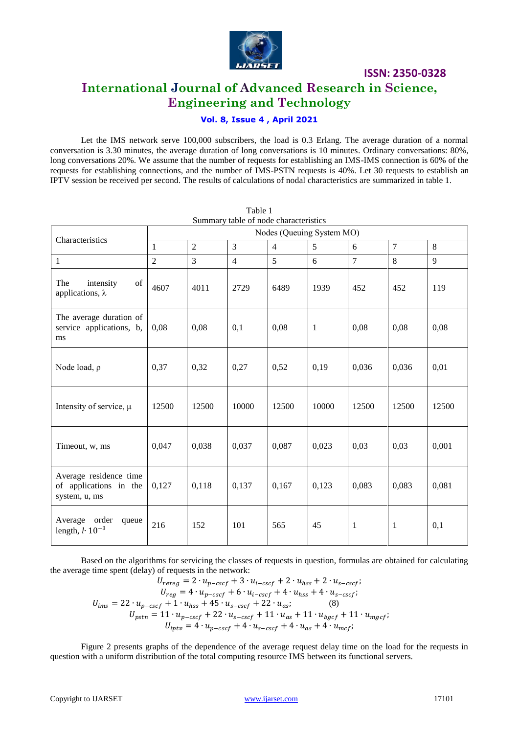Let the IMS network serve 100,000 subscribers, the load is 0.3 Erlang. The average duration of a normal conversation is 3.30 minutes, the average duration of long conversations is 10 minutes. Ordinary conversations: 80%, long conversations 20%. We assume that the number of requests for establishing an IMS-IMS connection is 60% of the requests for establishing connections, and the number of IMS-PSTN requests is 40%. Let 30 requests to establish an IPTV session be received per second. The results of calculations of nodal characteristics are summarized in table 1.

Table 1
Summary table of node characteristics

| Characteristics | Nodes (Queuing System MO) | | | | | | | |
|---|---|---|---|---|---|---|---|---|
| | 1 | 2 | 3 | 4 | 5 | 6 | 7 | 8 |
| 1 | 2 | 3 | 4 | 5 | 6 | 7 | 8 | 9 |
| The intensity of applications, $\lambda$ | 4607 | 4011 | 2729 | 6489 | 1939 | 452 | 452 | 119 |
| The average duration of service applications, b, ms | 0,08 | 0,08 | 0,1 | 0,08 | 1 | 0,08 | 0,08 | 0,08 |
| Node load, $\rho$ | 0,37 | 0,32 | 0,27 | 0,52 | 0,19 | 0,036 | 0,036 | 0,01 |
| Intensity of service, $\mu$ | 12500 | 12500 | 10000 | 12500 | 10000 | 12500 | 12500 | 12500 |
| Timeout, w, ms | 0,047 | 0,038 | 0,037 | 0,087 | 0,023 | 0,03 | 0,03 | 0,001 |
| Average residence time of applications in the system, u, ms | 0,127 | 0,118 | 0,137 | 0,167 | 0,123 | 0,083 | 0,083 | 0,081 |
| Average order queue length, $l \cdot 10^{-3}$ | 216 | 152 | 101 | 565 | 45 | 1 | 1 | 0,1 |

Based on the algorithms for servicing the classes of requests in question, formulas are obtained for calculating the average time spent (delay) of requests in the network:

$$
\begin{aligned}
U_{rereg} &= 2 \cdot u_{p-cscf} + 3 \cdot u_{i-cscf} + 2 \cdot u_{hss} + 2 \cdot u_{s-cscf}; \\
U_{reg} &= 4 \cdot u_{p-cscf} + 6 \cdot u_{i-cscf} + 4 \cdot u_{hss} + 4 \cdot u_{s-cscf}; \\
U_{ims} &= 22 \cdot u_{p-cscf} + 1 \cdot u_{hss} + 45 \cdot u_{s-cscf} + 22 \cdot u_{as}; \qquad (8) \\
U_{pstn} &= 11 \cdot u_{p-cscf} + 22 \cdot u_{s-cscf} + 11 \cdot u_{as} + 11 \cdot u_{bgcf} + 11 \cdot u_{mgcf}; \\
U_{iptv} &= 4 \cdot u_{p-cscf} + 4 \cdot u_{s-cscf} + 4 \cdot u_{as} + 4 \cdot u_{mcf};
\end{aligned}
$$

Figure 2 presents graphs of the dependence of the average request delay time on the load for the requests in question with a uniform distribution of the total computing resource IMS between its functional servers.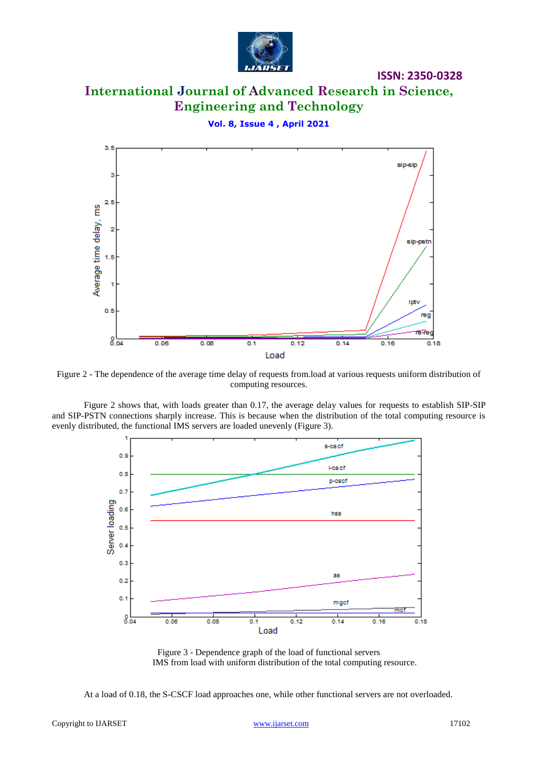Figure 2 - The dependence of the average time delay of requests from.load at various requests uniform distribution of computing resources.

Figure 2 shows that, with loads greater than 0.17, the average delay values for requests to establish SIP-SIP and SIP-PSTN connections sharply increase. This is because when the distribution of the total computing resource is evenly distributed, the functional IMS servers are loaded unevenly (Figure 3).

Figure 3 - Dependence graph of the load of functional servers IMS from load with uniform distribution of the total computing resource.

At a load of 0.18, the S-CSCF load approaches one, while other functional servers are not overloaded.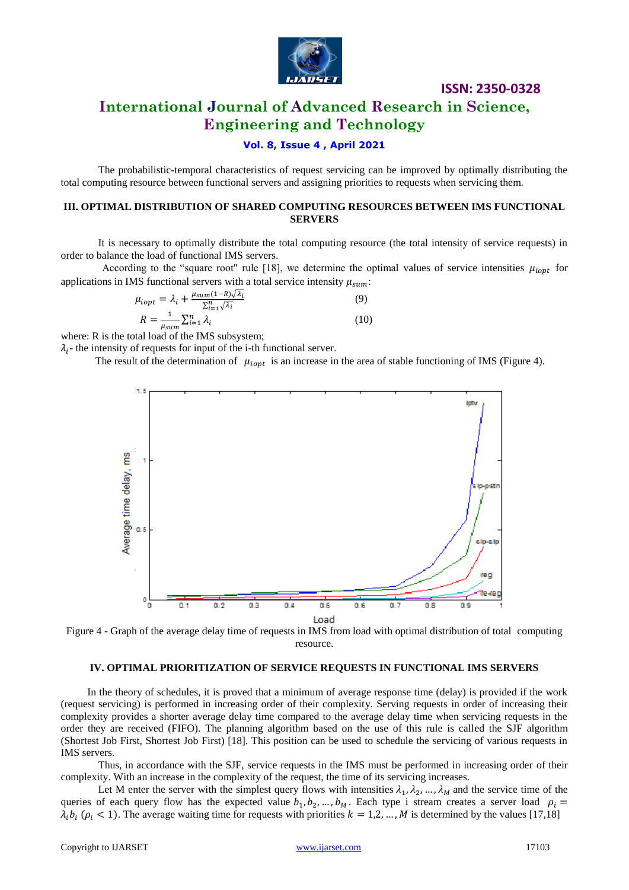The probabilistic-temporal characteristics of request servicing can be improved by optimally distributing the total computing resource between functional servers and assigning priorities to requests when servicing them.

## III. OPTIMAL DISTRIBUTION OF SHARED COMPUTING RESOURCES BETWEEN IMS FUNCTIONAL SERVERS

It is necessary to optimally distribute the total computing resource (the total intensity of service requests) in order to balance the load of functional IMS servers.

According to the "square root" rule [18], we determine the optimal values of service intensities $\mu_{iopt}$ for applications in IMS functional servers with a total service intensity $\mu_{sum}$:

$$\mu_{iopt} = \lambda_i + \frac{\mu_{sum}(1-R)\sqrt{\lambda_i}}{\sum_{i=1}^{n}\sqrt{\lambda_i}} \quad (9)$$

$$R = \frac{1}{\mu_{sum}}\sum_{i=1}^{n}\lambda_i \quad (10)$$

where: R is the total load of the IMS subsystem;

$\lambda_i$ - the intensity of requests for input of the i-th functional server.

The result of the determination of $\mu_{iopt}$ is an increase in the area of stable functioning of IMS (Figure 4).

Figure 4 - Graph of the average delay time of requests in IMS from load with optimal distribution of total computing resource.

## IV. OPTIMAL PRIORITIZATION OF SERVICE REQUESTS IN FUNCTIONAL IMS SERVERS

In the theory of schedules, it is proved that a minimum of average response time (delay) is provided if the work (request servicing) is performed in increasing order of their complexity. Serving requests in order of increasing their complexity provides a shorter average delay time compared to the average delay time when servicing requests in the order they are received (FIFO). The planning algorithm based on the use of this rule is called the SJF algorithm (Shortest Job First, Shortest Job First) [18]. This position can be used to schedule the servicing of various requests in IMS servers.

Thus, in accordance with the SJF, service requests in the IMS must be performed in increasing order of their complexity. With an increase in the complexity of the request, the time of its servicing increases.

Let M enter the server with the simplest query flows with intensities $\lambda_1, \lambda_2, \ldots, \lambda_M$ and the service time of the queries of each query flow has the expected value $b_1, b_2, \ldots, b_M$. Each type i stream creates a server load $\rho_i = \lambda_i b_i$ $(\rho_i < 1)$. The average waiting time for requests with priorities $k = 1,2, \ldots, M$ is determined by the values [17,18]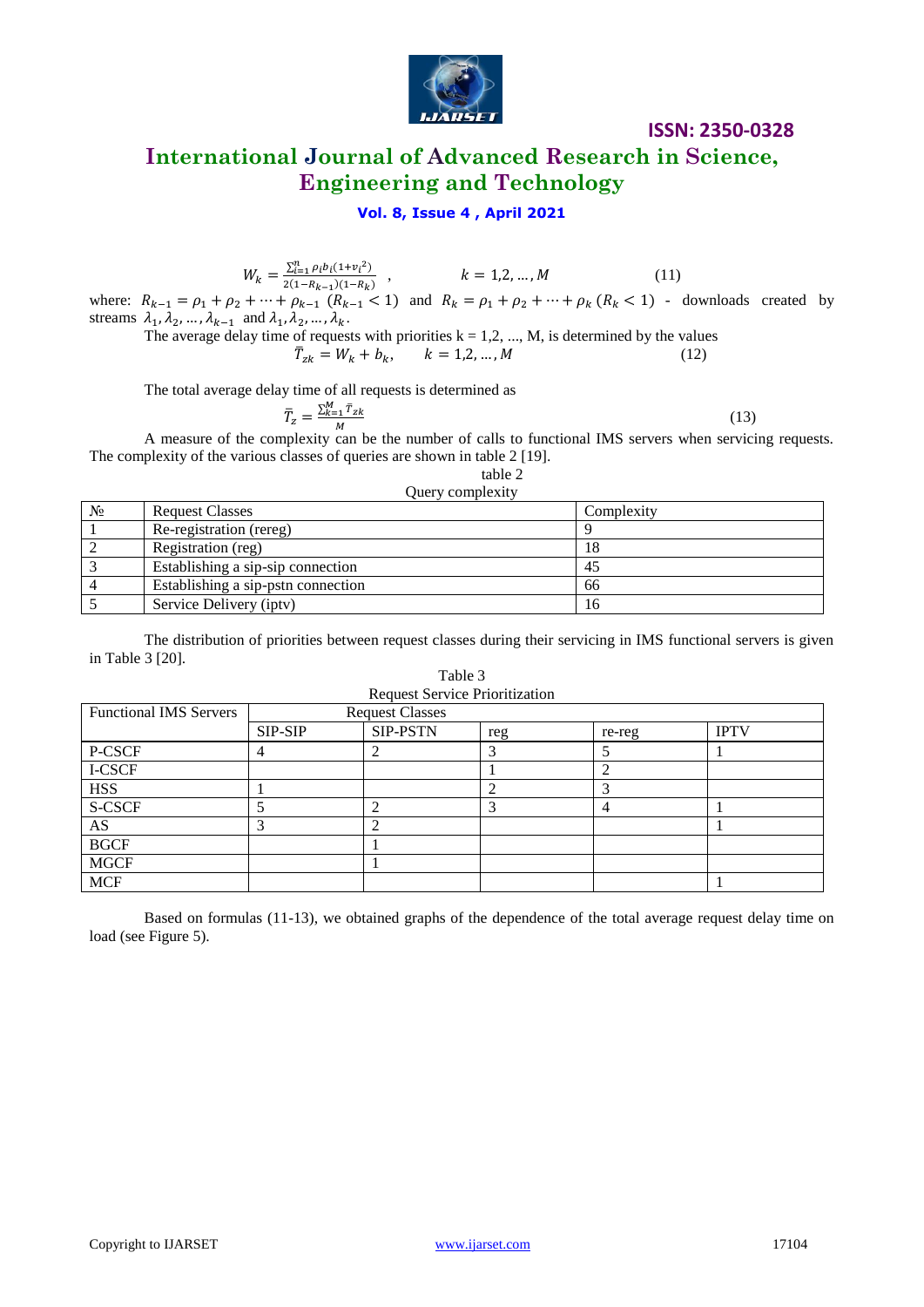$$W_k = \frac{\sum_{i=1}^{n} \rho_i b_i (1+v_i^2)}{2(1-R_{k-1})(1-R_k)}, \qquad k = 1,2,\dots,M \tag{11}$$

where: $R_{k-1} = \rho_1 + \rho_2 + \cdots + \rho_{k-1}$ $(R_{k-1} < 1)$ and $R_k = \rho_1 + \rho_2 + \cdots + \rho_k$ $(R_k < 1)$ - downloads created by streams $\lambda_1, \lambda_2, \dots, \lambda_{k-1}$ and $\lambda_1, \lambda_2, \dots, \lambda_k$.

The average delay time of requests with priorities k = 1,2, ..., M, is determined by the values

$$\bar{T}_{zk} = W_k + b_k, \qquad k = 1,2,\dots,M \tag{12}$$

The total average delay time of all requests is determined as

$$\bar{T}_z = \frac{\sum_{k=1}^{M} \bar{T}_{zk}}{M} \tag{13}$$

A measure of the complexity can be the number of calls to functional IMS servers when servicing requests. The complexity of the various classes of queries are shown in table 2 [19].

table 2

Query complexity

| № | Request Classes | Complexity |
|---|---|---|
| 1 | Re-registration (rereg) | 9 |
| 2 | Registration (reg) | 18 |
| 3 | Establishing a sip-sip connection | 45 |
| 4 | Establishing a sip-pstn connection | 66 |
| 5 | Service Delivery (iptv) | 16 |

The distribution of priorities between request classes during their servicing in IMS functional servers is given in Table 3 [20].

Table 3

Request Service Prioritization

| Functional IMS Servers | Request Classes | | | | |
|---|---|---|---|---|---|
| | SIP-SIP | SIP-PSTN | reg | re-reg | IPTV |
| P-CSCF | 4 | 2 | 3 | 5 | 1 |
| I-CSCF | | | 1 | 2 | |
| HSS | 1 | | 2 | 3 | |
| S-CSCF | 5 | 2 | 3 | 4 | 1 |
| AS | 3 | 2 | | | 1 |
| BGCF | | 1 | | | |
| MGCF | | 1 | | | |
| MCF | | | | | 1 |

Based on formulas (11-13), we obtained graphs of the dependence of the total average request delay time on load (see Figure 5).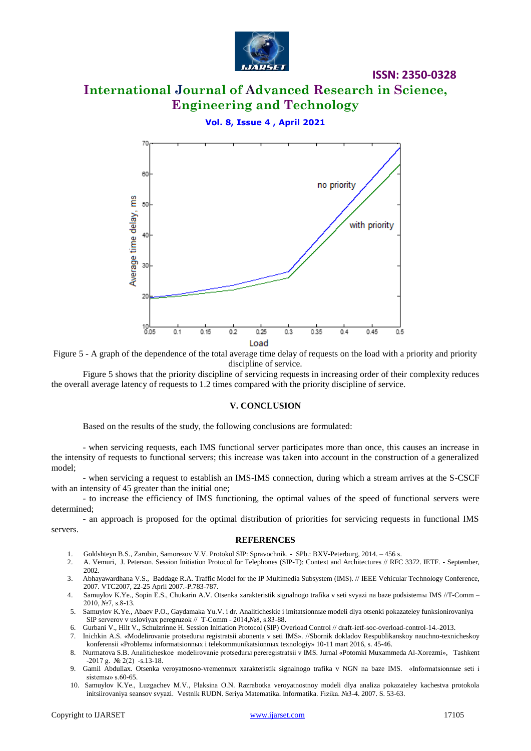Figure 5 - A graph of the dependence of the total average time delay of requests on the load with a priority and priority discipline of service.

Figure 5 shows that the priority discipline of servicing requests in increasing order of their complexity reduces the overall average latency of requests to 1.2 times compared with the priority discipline of service.

## V. CONCLUSION

Based on the results of the study, the following conclusions are formulated:

- when servicing requests, each IMS functional server participates more than once, this causes an increase in the intensity of requests to functional servers; this increase was taken into account in the construction of a generalized model;
- when servicing a request to establish an IMS-IMS connection, during which a stream arrives at the S-CSCF with an intensity of 45 greater than the initial one;
- to increase the efficiency of IMS functioning, the optimal values of the speed of functional servers were determined;
- an approach is proposed for the optimal distribution of priorities for servicing requests in functional IMS servers.

## REFERENCES

1. Goldshteyn B.S., Zarubin, Samorezov V.V. Protokol SIP: Spravochnik. - SPb.: BXV-Peterburg, 2014. – 456 s.
2. A. Vemuri, J. Peterson. Session Initiation Protocol for Telephones (SIP-T): Context and Architectures // RFC 3372. IETF. - September, 2002.
3. Abhayawardhana V.S., Baddage R.A. Traffic Model for the IP Multimedia Subsystem (IMS). // IEEE Vehicular Technology Conference, 2007. VTC2007, 22-25 April 2007.-P.783-787.
4. Samuylov K.Ye., Sopin E.S., Chukarin A.V. Otsenka xarakteristik signalnogo trafika v seti svyazi na baze podsistemы IMS //T-Comm – 2010, №7, s.8-13.
5. Samuylov K.Ye., Abaev P.O., Gaydamaka Yu.V. i dr. Analiticheskie i imitatsionnыe modeli dlya otsenki pokazateley funksionirovaniya SIP serverov v usloviyax peregruzok // T-Comm - 2014,№8, s.83-88.
6. Gurbani V., Hilt V., Schulzrinne H. Session Initiation Protocol (SIP) Overload Control // draft-ietf-soc-overload-control-14.-2013.
7. Inichkin A.S. «Modelirovanie protsedurы registratsii abonenta v seti IMS». //Sbornik dokladov Respublikanskoy nauchno-texnicheskoy konferensii «Problemы informatsionnых i telekommunikatsionnых texnologiy» 10-11 mart 2016, s. 45-46.
8. Nurmatova S.B. Analiticheskoe modelirovanie protsedurы pereregistratsii v IMS. Jurnal «Potomki Muxammeda Al-Xorezmi», Tashkent -2017 g. № 2(2) -s.13-18.
9. Gamil Abdullax. Otsenka veroyatnosno-vremennых xarakteristik signalnogo trafika v NGN na baze IMS. «Informatsionnыe seti i sistemы» s.60-65.
10. Samuylov K.Ye., Luzgachev M.V., Plaksina O.N. Razrabotka veroyatnostnoy modeli dlya analiza pokazateley kachestva protokola initsiirovaniya seansov svyazi. Vestnik RUDN. Seriya Matematika. Informatika. Fizika. №3-4. 2007. S. 53-63.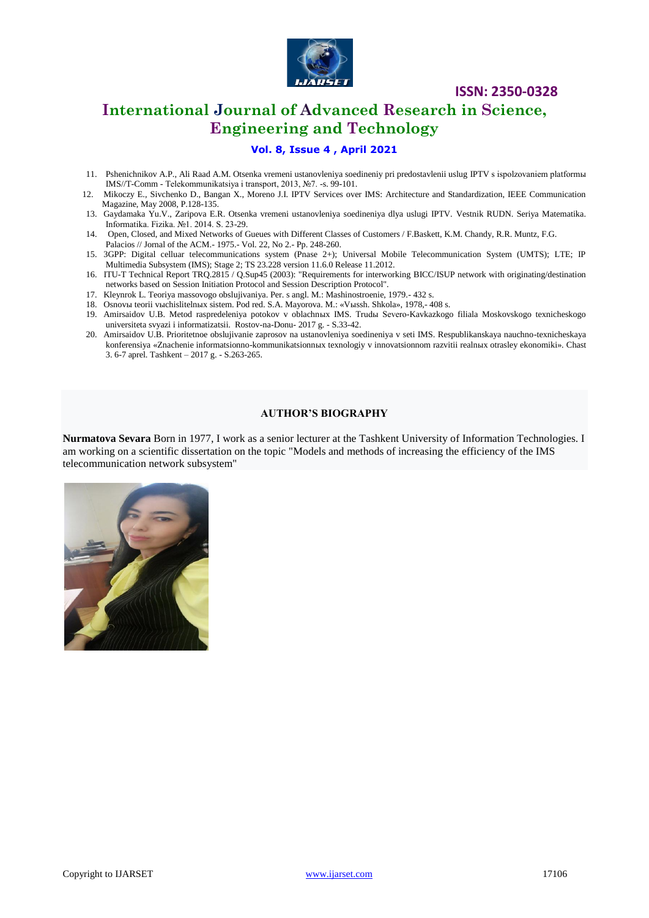11. Pshenichnikov A.P., Ali Raad A.M. Otsenka vremeni ustanovleniya soedineniy pri predostavlenii uslug IPTV s ispolzovaniem platformы IMS//T-Comm - Telekommunikatsiya i transport, 2013, №7. -s. 99-101.
12. Mikoczy E., Sivchenko D., Bangan X., Moreno J.I. IPTV Services over IMS: Architecture and Standardization, IEEE Communication Magazine, May 2008, P.128-135.
13. Gaydamaka Yu.V., Zaripova E.R. Otsenka vremeni ustanovleniya soedineniya dlya uslugi IPTV. Vestnik RUDN. Seriya Matematika. Informatika. Fizika. №1. 2014. S. 23-29.
14. Open, Closed, and Mixed Networks of Gueues with Different Classes of Customers / F.Baskett, K.M. Chandy, R.R. Muntz, F.G. Palacios // Jornal of the ACM.- 1975.- Vol. 22, No 2.- Pp. 248-260.
15. 3GPP: Digital celluar telecommunications system (Pnase 2+); Universal Mobile Telecommunication System (UMTS); LTE; IP Multimedia Subsystem (IMS); Stage 2; TS 23.228 version 11.6.0 Release 11.2012.
16. ITU-T Technical Report TRQ.2815 / Q.Sup45 (2003): "Requirements for interworking BICC/ISUP network with originating/destination networks based on Session Initiation Protocol and Session Description Protocol".
17. Kleynrok L. Teoriya massovogo obslujivaniya. Per. s angl. M.: Mashinostroenie, 1979.- 432 s.
18. Osnovы teorii vыchislitelnыx sistem. Pod red. S.A. Mayorova. M.: «Vыssh. Shkola», 1978,- 408 s.
19. Amirsaidov U.B. Metod raspredeleniya potokov v oblachnыx IMS. Trudы Severo-Kavkazkogo filiala Moskovskogo texnicheskogo universiteta svyazi i informatizatsii. Rostov-na-Donu- 2017 g. - S.33-42.
20. Amirsaidov U.B. Prioritetnoe obslujivanie zaprosov na ustanovleniya soedineniya v seti IMS. Respublikanskaya nauchno-texnicheskaya konferensiya «Znachenie informatsionno-kommunikatsionnыx texnologiy v innovatsionnom razvitii realnыx otrasley ekonomiki». Chast 3. 6-7 aprel. Tashkent – 2017 g. - S.263-265.

## AUTHOR'S BIOGRAPHY

**Nurmatova Sevara** Born in 1977, I work as a senior lecturer at the Tashkent University of Information Technologies. I am working on a scientific dissertation on the topic "Models and methods of increasing the efficiency of the IMS telecommunication network subsystem"